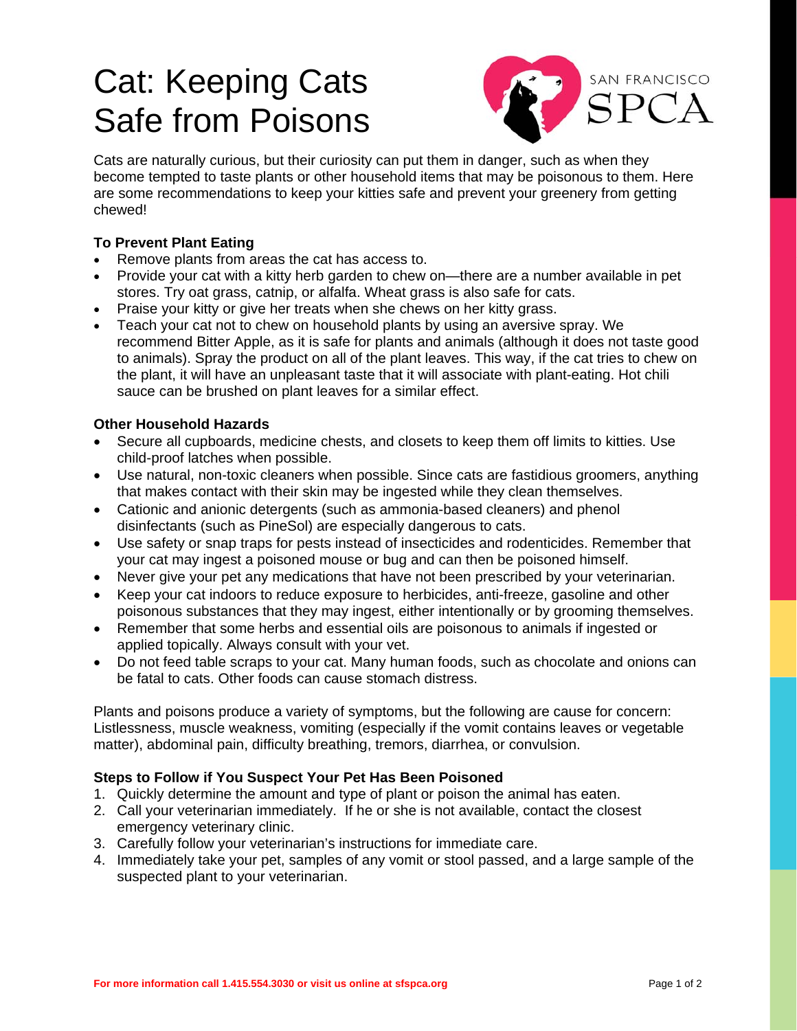# Cat: Keeping Cats Safe from Poisons

Cats are naturally curious, but their curiosity can put them in danger, such as when they become tempted to taste plants or other household items that may be poisonous to them. Here are some recommendations to keep your kitties safe and prevent your greenery from getting chewed!

**To Prevent Plant Eating**

- Remove plants from areas the cat has access to.
- Provide your cat with a kitty herb garden to chew on—there are a number available in pet stores. Try oat grass, catnip, or alfalfa. Wheat grass is also safe for cats.
- Praise your kitty or give her treats when she chews on her kitty grass.
- Teach your cat not to chew on household plants by using an aversive spray. We recommend Bitter Apple, as it is safe for plants and animals (although it does not taste good to animals). Spray the product on all of the plant leaves. This way, if the cat tries to chew on the plant, it will have an unpleasant taste that it will associate with plant-eating. Hot chili sauce can be brushed on plant leaves for a similar effect.

**Other Household Hazards**

- Secure all cupboards, medicine chests, and closets to keep them off limits to kitties. Use child-proof latches when possible.
- Use natural, non-toxic cleaners when possible. Since cats are fastidious groomers, anything that makes contact with their skin may be ingested while they clean themselves.
- Cationic and anionic detergents (such as ammonia-based cleaners) and phenol disinfectants (such as PineSol) are especially dangerous to cats.
- Use safety or snap traps for pests instead of insecticides and rodenticides. Remember that your cat may ingest a poisoned mouse or bug and can then be poisoned himself.
- Never give your pet any medications that have not been prescribed by your veterinarian.
- Keep your cat indoors to reduce exposure to herbicides, anti-freeze, gasoline and other poisonous substances that they may ingest, either intentionally or by grooming themselves.
- Remember that some herbs and essential oils are poisonous to animals if ingested or applied topically. Always consult with your vet.
- Do not feed table scraps to your cat. Many human foods, such as chocolate and onions can be fatal to cats. Other foods can cause stomach distress.

Plants and poisons produce a variety of symptoms, but the following are cause for concern: Listlessness, muscle weakness, vomiting (especially if the vomit contains leaves or vegetable matter), abdominal pain, difficulty breathing, tremors, diarrhea, or convulsion.

**Steps to Follow if You Suspect Your Pet Has Been Poisoned**

1. Quickly determine the amount and type of plant or poison the animal has eaten.
2. Call your veterinarian immediately. If he or she is not available, contact the closest emergency veterinary clinic.
3. Carefully follow your veterinarian's instructions for immediate care.
4. Immediately take your pet, samples of any vomit or stool passed, and a large sample of the suspected plant to your veterinarian.

**For more information call 1.415.554.3030 or visit us online at sfspca.org**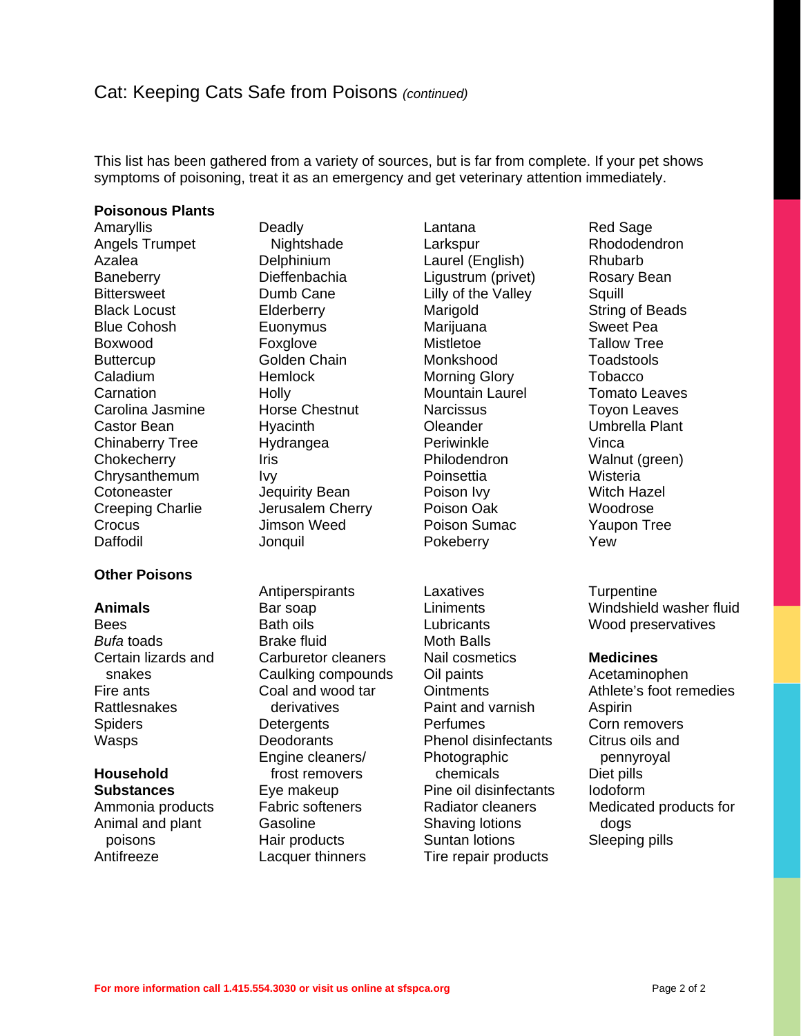# Cat: Keeping Cats Safe from Poisons *(continued)*

This list has been gathered from a variety of sources, but is far from complete. If your pet shows symptoms of poisoning, treat it as an emergency and get veterinary attention immediately.

**Poisonous Plants**

- Amaryllis
- Angels Trumpet
- Azalea
- Baneberry
- Bittersweet
- Black Locust
- Blue Cohosh
- Boxwood
- Buttercup
- Caladium
- Carnation
- Carolina Jasmine
- Castor Bean
- Chinaberry Tree
- Chokecherry
- Chrysanthemum
- Cotoneaster
- Creeping Charlie
- Crocus
- Daffodil
- Deadly Nightshade
- Delphinium
- Dieffenbachia
- Dumb Cane
- Elderberry
- Euonymus
- Foxglove
- Golden Chain
- Hemlock
- Holly
- Horse Chestnut
- Hyacinth
- Hydrangea
- Iris
- Ivy
- Jequirity Bean
- Jerusalem Cherry
- Jimson Weed
- Jonquil
- Lantana
- Larkspur
- Laurel (English)
- Ligustrum (privet)
- Lilly of the Valley
- Marigold
- Marijuana
- Mistletoe
- Monkshood
- Morning Glory
- Mountain Laurel
- Narcissus
- Oleander
- Periwinkle
- Philodendron
- Poinsettia
- Poison Ivy
- Poison Oak
- Poison Sumac
- Pokeberry
- Red Sage
- Rhododendron
- Rhubarb
- Rosary Bean
- Squill
- String of Beads
- Sweet Pea
- Tallow Tree
- Toadstools
- Tobacco
- Tomato Leaves
- Toyon Leaves
- Umbrella Plant
- Vinca
- Walnut (green)
- Wisteria
- Witch Hazel
- Woodrose
- Yaupon Tree
- Yew

**Other Poisons**

**Animals**

- Bees
- *Bufa* toads
- Certain lizards and snakes
- Fire ants
- Rattlesnakes
- Spiders
- Wasps

**Household Substances**

- Ammonia products
- Animal and plant poisons
- Antifreeze
- Antiperspirants
- Bar soap
- Bath oils
- Brake fluid
- Carburetor cleaners
- Caulking compounds
- Coal and wood tar derivatives
- Detergents
- Deodorants
- Engine cleaners/ frost removers
- Eye makeup
- Fabric softeners
- Gasoline
- Hair products
- Lacquer thinners
- Laxatives
- Liniments
- Lubricants
- Moth Balls
- Nail cosmetics
- Oil paints
- Ointments
- Paint and varnish
- Perfumes
- Phenol disinfectants
- Photographic chemicals
- Pine oil disinfectants
- Radiator cleaners
- Shaving lotions
- Suntan lotions
- Tire repair products
- Turpentine
- Windshield washer fluid
- Wood preservatives

**Medicines**

- Acetaminophen
- Athlete's foot remedies
- Aspirin
- Corn removers
- Citrus oils and pennyroyal
- Diet pills
- Iodoform
- Medicated products for dogs
- Sleeping pills

For more information call 1.415.554.3030 or visit us online at sfspca.org